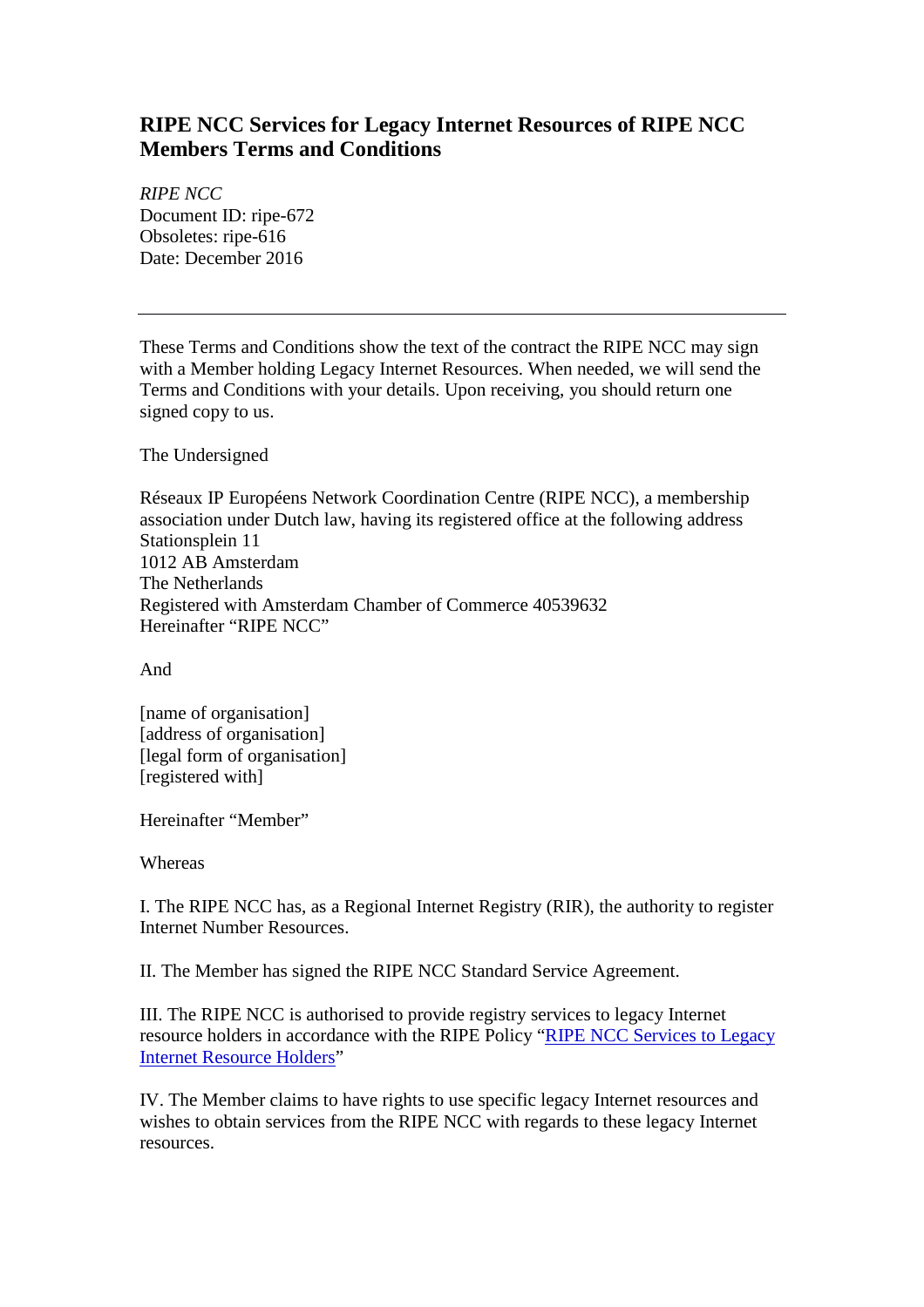# RIPE NCC Services for Legacy Internet Resources of RIPE NCC Members Terms and Conditions

*RIPE NCC*
Document ID: ripe-672
Obsoletes: ripe-616
Date: December 2016

---

These Terms and Conditions show the text of the contract the RIPE NCC may sign with a Member holding Legacy Internet Resources. When needed, we will send the Terms and Conditions with your details. Upon receiving, you should return one signed copy to us.

The Undersigned

Réseaux IP Européens Network Coordination Centre (RIPE NCC), a membership association under Dutch law, having its registered office at the following address
Stationsplein 11
1012 AB Amsterdam
The Netherlands
Registered with Amsterdam Chamber of Commerce 40539632
Hereinafter "RIPE NCC"

And

[name of organisation]
[address of organisation]
[legal form of organisation]
[registered with]

Hereinafter "Member"

Whereas

I. The RIPE NCC has, as a Regional Internet Registry (RIR), the authority to register Internet Number Resources.

II. The Member has signed the RIPE NCC Standard Service Agreement.

III. The RIPE NCC is authorised to provide registry services to legacy Internet resource holders in accordance with the RIPE Policy "RIPE NCC Services to Legacy Internet Resource Holders"

IV. The Member claims to have rights to use specific legacy Internet resources and wishes to obtain services from the RIPE NCC with regards to these legacy Internet resources.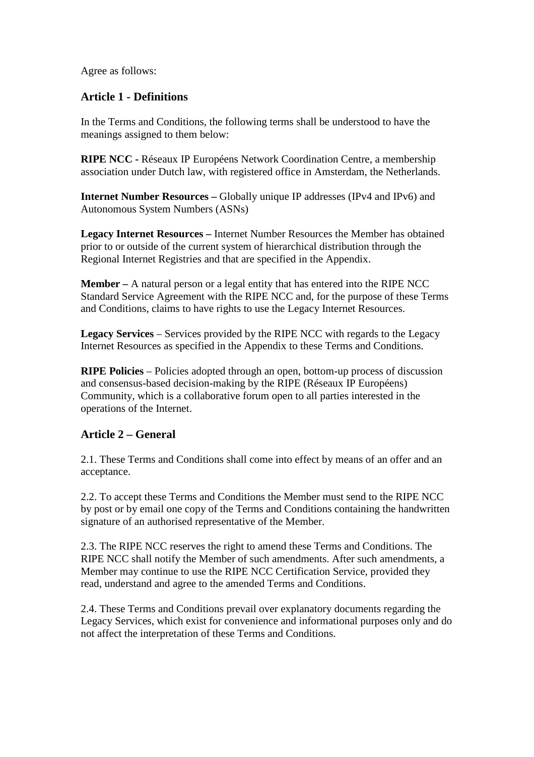Agree as follows:

## Article 1 - Definitions

In the Terms and Conditions, the following terms shall be understood to have the meanings assigned to them below:

**RIPE NCC -** Réseaux IP Européens Network Coordination Centre, a membership association under Dutch law, with registered office in Amsterdam, the Netherlands.

**Internet Number Resources –** Globally unique IP addresses (IPv4 and IPv6) and Autonomous System Numbers (ASNs)

**Legacy Internet Resources –** Internet Number Resources the Member has obtained prior to or outside of the current system of hierarchical distribution through the Regional Internet Registries and that are specified in the Appendix.

**Member –** A natural person or a legal entity that has entered into the RIPE NCC Standard Service Agreement with the RIPE NCC and, for the purpose of these Terms and Conditions, claims to have rights to use the Legacy Internet Resources.

**Legacy Services** – Services provided by the RIPE NCC with regards to the Legacy Internet Resources as specified in the Appendix to these Terms and Conditions.

**RIPE Policies** – Policies adopted through an open, bottom-up process of discussion and consensus-based decision-making by the RIPE (Réseaux IP Européens) Community, which is a collaborative forum open to all parties interested in the operations of the Internet.

## Article 2 – General

2.1. These Terms and Conditions shall come into effect by means of an offer and an acceptance.

2.2. To accept these Terms and Conditions the Member must send to the RIPE NCC by post or by email one copy of the Terms and Conditions containing the handwritten signature of an authorised representative of the Member.

2.3. The RIPE NCC reserves the right to amend these Terms and Conditions. The RIPE NCC shall notify the Member of such amendments. After such amendments, a Member may continue to use the RIPE NCC Certification Service, provided they read, understand and agree to the amended Terms and Conditions.

2.4. These Terms and Conditions prevail over explanatory documents regarding the Legacy Services, which exist for convenience and informational purposes only and do not affect the interpretation of these Terms and Conditions.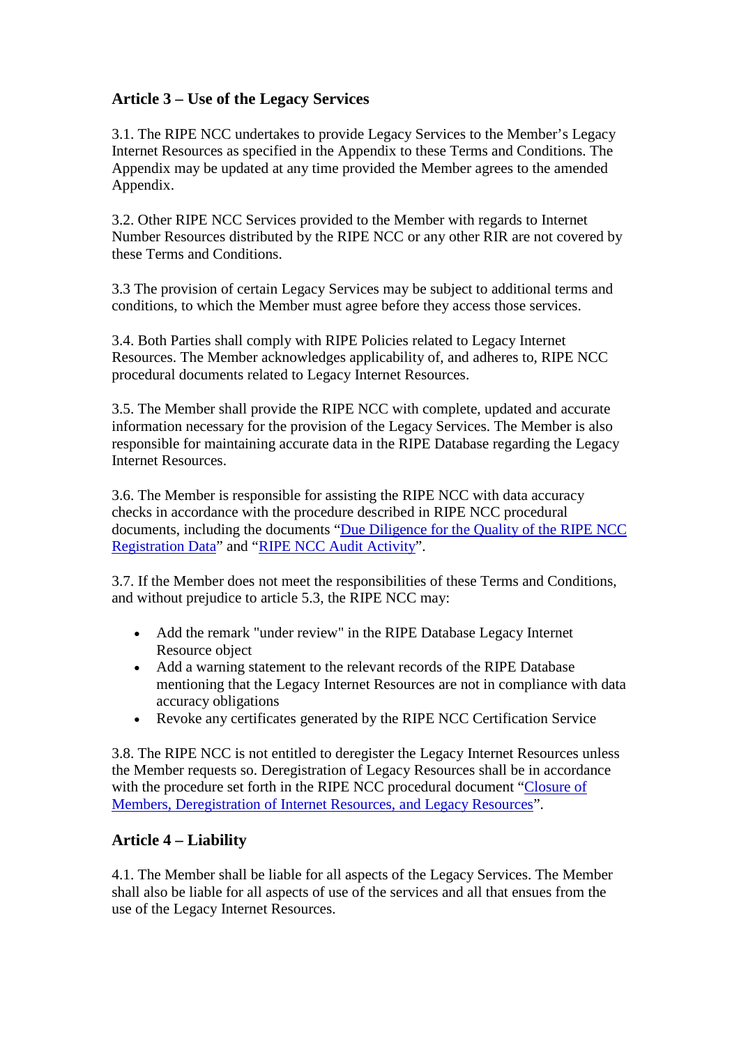## Article 3 – Use of the Legacy Services

3.1. The RIPE NCC undertakes to provide Legacy Services to the Member's Legacy Internet Resources as specified in the Appendix to these Terms and Conditions. The Appendix may be updated at any time provided the Member agrees to the amended Appendix.

3.2. Other RIPE NCC Services provided to the Member with regards to Internet Number Resources distributed by the RIPE NCC or any other RIR are not covered by these Terms and Conditions.

3.3 The provision of certain Legacy Services may be subject to additional terms and conditions, to which the Member must agree before they access those services.

3.4. Both Parties shall comply with RIPE Policies related to Legacy Internet Resources. The Member acknowledges applicability of, and adheres to, RIPE NCC procedural documents related to Legacy Internet Resources.

3.5. The Member shall provide the RIPE NCC with complete, updated and accurate information necessary for the provision of the Legacy Services. The Member is also responsible for maintaining accurate data in the RIPE Database regarding the Legacy Internet Resources.

3.6. The Member is responsible for assisting the RIPE NCC with data accuracy checks in accordance with the procedure described in RIPE NCC procedural documents, including the documents "Due Diligence for the Quality of the RIPE NCC Registration Data" and "RIPE NCC Audit Activity".

3.7. If the Member does not meet the responsibilities of these Terms and Conditions, and without prejudice to article 5.3, the RIPE NCC may:

- Add the remark "under review" in the RIPE Database Legacy Internet Resource object
- Add a warning statement to the relevant records of the RIPE Database mentioning that the Legacy Internet Resources are not in compliance with data accuracy obligations
- Revoke any certificates generated by the RIPE NCC Certification Service

3.8. The RIPE NCC is not entitled to deregister the Legacy Internet Resources unless the Member requests so. Deregistration of Legacy Resources shall be in accordance with the procedure set forth in the RIPE NCC procedural document "Closure of Members, Deregistration of Internet Resources, and Legacy Resources".

## Article 4 – Liability

4.1. The Member shall be liable for all aspects of the Legacy Services. The Member shall also be liable for all aspects of use of the services and all that ensues from the use of the Legacy Internet Resources.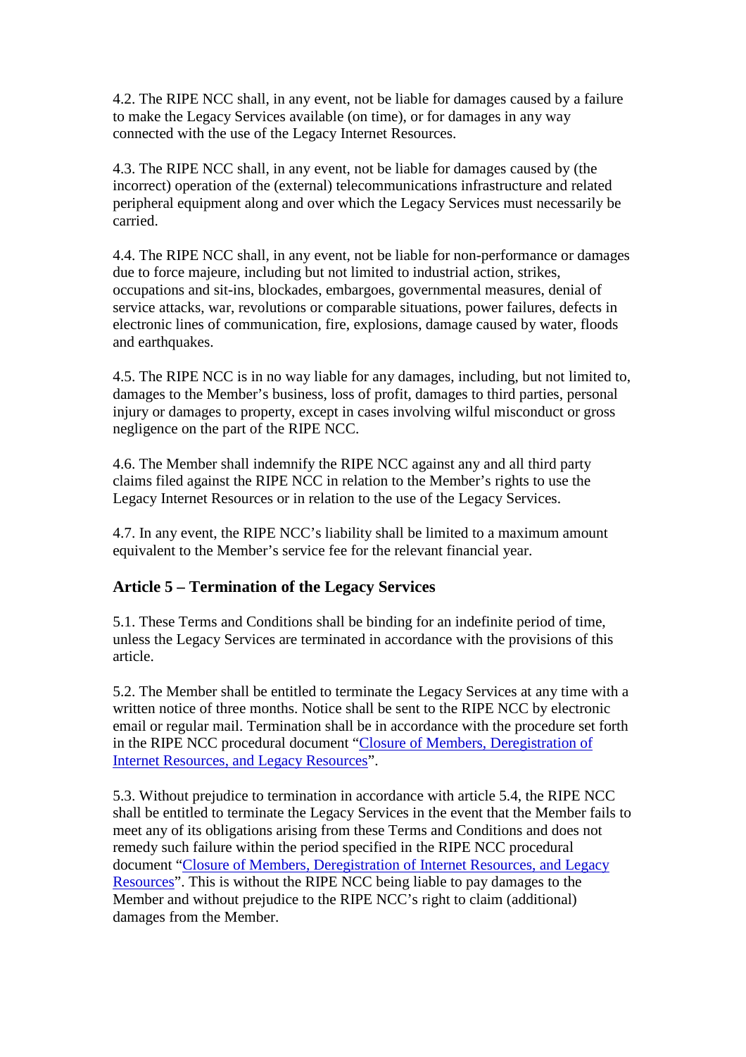4.2. The RIPE NCC shall, in any event, not be liable for damages caused by a failure to make the Legacy Services available (on time), or for damages in any way connected with the use of the Legacy Internet Resources.

4.3. The RIPE NCC shall, in any event, not be liable for damages caused by (the incorrect) operation of the (external) telecommunications infrastructure and related peripheral equipment along and over which the Legacy Services must necessarily be carried.

4.4. The RIPE NCC shall, in any event, not be liable for non-performance or damages due to force majeure, including but not limited to industrial action, strikes, occupations and sit-ins, blockades, embargoes, governmental measures, denial of service attacks, war, revolutions or comparable situations, power failures, defects in electronic lines of communication, fire, explosions, damage caused by water, floods and earthquakes.

4.5. The RIPE NCC is in no way liable for any damages, including, but not limited to, damages to the Member's business, loss of profit, damages to third parties, personal injury or damages to property, except in cases involving wilful misconduct or gross negligence on the part of the RIPE NCC.

4.6. The Member shall indemnify the RIPE NCC against any and all third party claims filed against the RIPE NCC in relation to the Member's rights to use the Legacy Internet Resources or in relation to the use of the Legacy Services.

4.7. In any event, the RIPE NCC's liability shall be limited to a maximum amount equivalent to the Member's service fee for the relevant financial year.

### Article 5 – Termination of the Legacy Services

5.1. These Terms and Conditions shall be binding for an indefinite period of time, unless the Legacy Services are terminated in accordance with the provisions of this article.

5.2. The Member shall be entitled to terminate the Legacy Services at any time with a written notice of three months. Notice shall be sent to the RIPE NCC by electronic email or regular mail. Termination shall be in accordance with the procedure set forth in the RIPE NCC procedural document "Closure of Members, Deregistration of Internet Resources, and Legacy Resources".

5.3. Without prejudice to termination in accordance with article 5.4, the RIPE NCC shall be entitled to terminate the Legacy Services in the event that the Member fails to meet any of its obligations arising from these Terms and Conditions and does not remedy such failure within the period specified in the RIPE NCC procedural document "Closure of Members, Deregistration of Internet Resources, and Legacy Resources". This is without the RIPE NCC being liable to pay damages to the Member and without prejudice to the RIPE NCC's right to claim (additional) damages from the Member.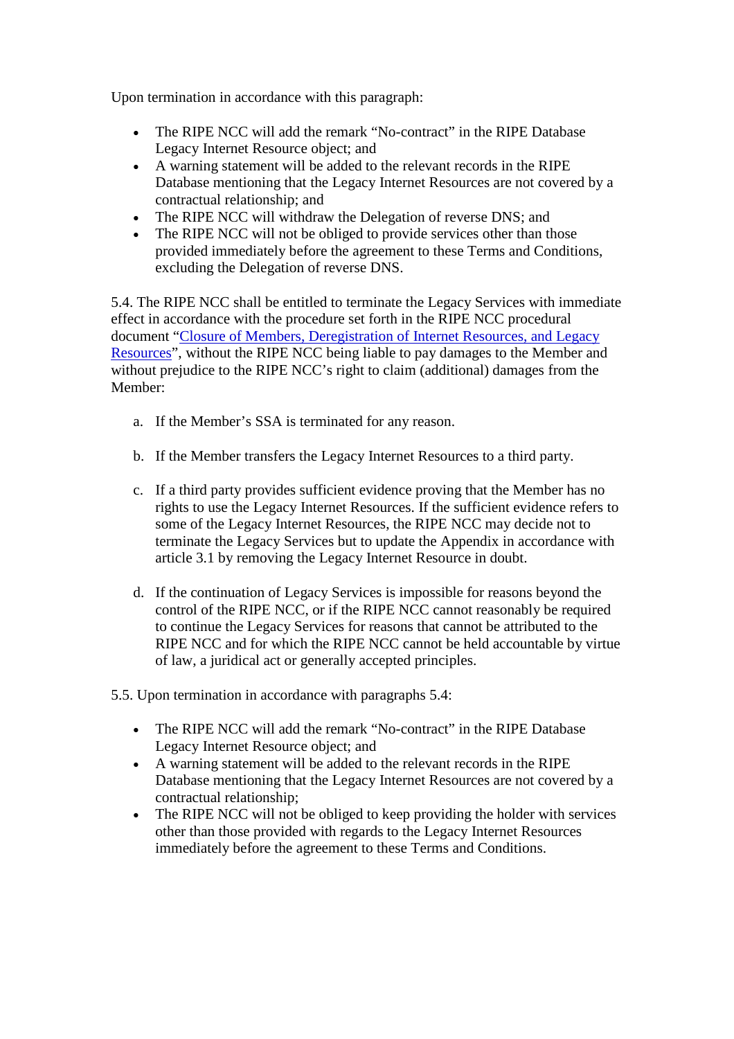Upon termination in accordance with this paragraph:

- The RIPE NCC will add the remark “No-contract” in the RIPE Database Legacy Internet Resource object; and
- A warning statement will be added to the relevant records in the RIPE Database mentioning that the Legacy Internet Resources are not covered by a contractual relationship; and
- The RIPE NCC will withdraw the Delegation of reverse DNS; and
- The RIPE NCC will not be obliged to provide services other than those provided immediately before the agreement to these Terms and Conditions, excluding the Delegation of reverse DNS.

5.4. The RIPE NCC shall be entitled to terminate the Legacy Services with immediate effect in accordance with the procedure set forth in the RIPE NCC procedural document “Closure of Members, Deregistration of Internet Resources, and Legacy Resources”, without the RIPE NCC being liable to pay damages to the Member and without prejudice to the RIPE NCC’s right to claim (additional) damages from the Member:

a. If the Member’s SSA is terminated for any reason.

b. If the Member transfers the Legacy Internet Resources to a third party.

c. If a third party provides sufficient evidence proving that the Member has no rights to use the Legacy Internet Resources. If the sufficient evidence refers to some of the Legacy Internet Resources, the RIPE NCC may decide not to terminate the Legacy Services but to update the Appendix in accordance with article 3.1 by removing the Legacy Internet Resource in doubt.

d. If the continuation of Legacy Services is impossible for reasons beyond the control of the RIPE NCC, or if the RIPE NCC cannot reasonably be required to continue the Legacy Services for reasons that cannot be attributed to the RIPE NCC and for which the RIPE NCC cannot be held accountable by virtue of law, a juridical act or generally accepted principles.

5.5. Upon termination in accordance with paragraphs 5.4:

- The RIPE NCC will add the remark “No-contract” in the RIPE Database Legacy Internet Resource object; and
- A warning statement will be added to the relevant records in the RIPE Database mentioning that the Legacy Internet Resources are not covered by a contractual relationship;
- The RIPE NCC will not be obliged to keep providing the holder with services other than those provided with regards to the Legacy Internet Resources immediately before the agreement to these Terms and Conditions.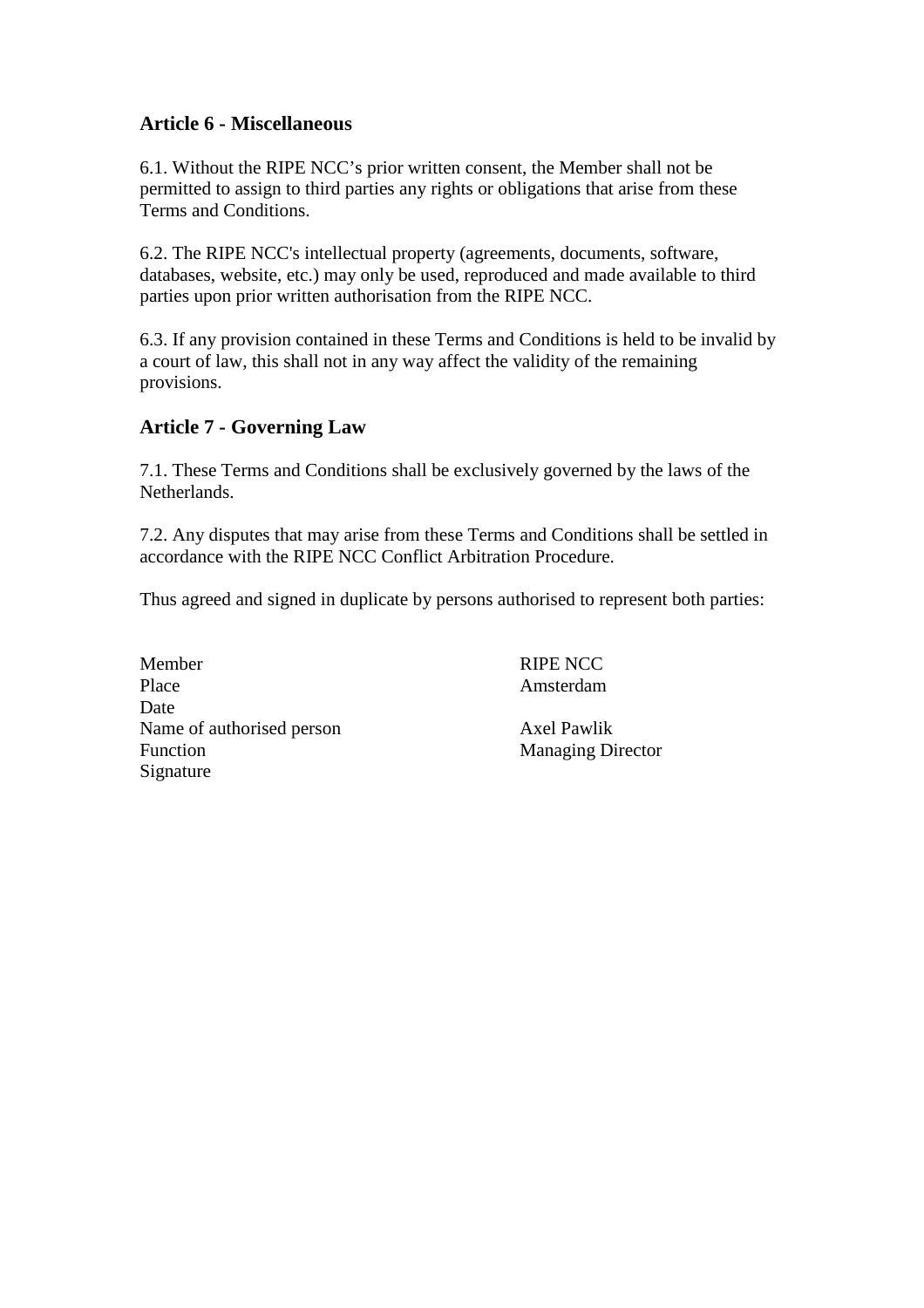## Article 6 - Miscellaneous

6.1. Without the RIPE NCC's prior written consent, the Member shall not be permitted to assign to third parties any rights or obligations that arise from these Terms and Conditions.

6.2. The RIPE NCC's intellectual property (agreements, documents, software, databases, website, etc.) may only be used, reproduced and made available to third parties upon prior written authorisation from the RIPE NCC.

6.3. If any provision contained in these Terms and Conditions is held to be invalid by a court of law, this shall not in any way affect the validity of the remaining provisions.

## Article 7 - Governing Law

7.1. These Terms and Conditions shall be exclusively governed by the laws of the Netherlands.

7.2. Any disputes that may arise from these Terms and Conditions shall be settled in accordance with the RIPE NCC Conflict Arbitration Procedure.

Thus agreed and signed in duplicate by persons authorised to represent both parties:

| Member | RIPE NCC |
| --- | --- |
| Place | Amsterdam |
| Date | |
| Name of authorised person | Axel Pawlik |
| Function | Managing Director |
| Signature | |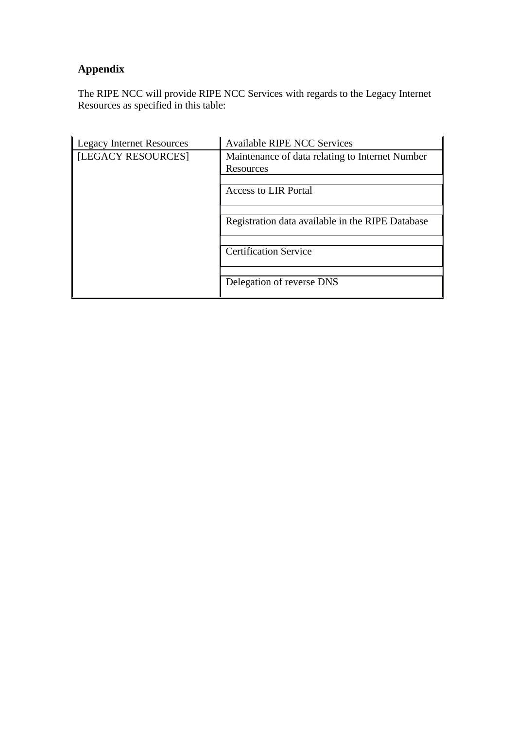## Appendix

The RIPE NCC will provide RIPE NCC Services with regards to the Legacy Internet Resources as specified in this table:

| Legacy Internet Resources | Available RIPE NCC Services |
|---|---|
| [LEGACY RESOURCES] | Maintenance of data relating to Internet Number Resources |
| | Access to LIR Portal |
| | Registration data available in the RIPE Database |
| | Certification Service |
| | Delegation of reverse DNS |